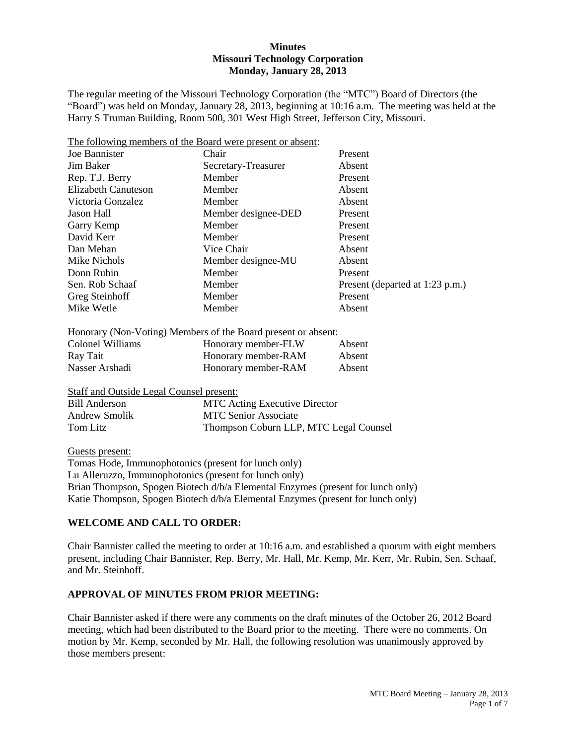**Minutes**
**Missouri Technology Corporation**
**Monday, January 28, 2013**

The regular meeting of the Missouri Technology Corporation (the "MTC") Board of Directors (the "Board") was held on Monday, January 28, 2013, beginning at 10:16 a.m. The meeting was held at the Harry S Truman Building, Room 500, 301 West High Street, Jefferson City, Missouri.

The following members of the Board were present or absent:

| | | |
|---|---|---|
| Joe Bannister | Chair | Present |
| Jim Baker | Secretary-Treasurer | Absent |
| Rep. T.J. Berry | Member | Present |
| Elizabeth Canuteson | Member | Absent |
| Victoria Gonzalez | Member | Absent |
| Jason Hall | Member designee-DED | Present |
| Garry Kemp | Member | Present |
| David Kerr | Member | Present |
| Dan Mehan | Vice Chair | Absent |
| Mike Nichols | Member designee-MU | Absent |
| Donn Rubin | Member | Present |
| Sen. Rob Schaaf | Member | Present (departed at 1:23 p.m.) |
| Greg Steinhoff | Member | Present |
| Mike Wetle | Member | Absent |

Honorary (Non-Voting) Members of the Board present or absent:

| | | |
|---|---|---|
| Colonel Williams | Honorary member-FLW | Absent |
| Ray Tait | Honorary member-RAM | Absent |
| Nasser Arshadi | Honorary member-RAM | Absent |

Staff and Outside Legal Counsel present:

| | |
|---|---|
| Bill Anderson | MTC Acting Executive Director |
| Andrew Smolik | MTC Senior Associate |
| Tom Litz | Thompson Coburn LLP, MTC Legal Counsel |

Guests present:

Tomas Hode, Immunophotonics (present for lunch only)
Lu Alleruzzo, Immunophotonics (present for lunch only)
Brian Thompson, Spogen Biotech d/b/a Elemental Enzymes (present for lunch only)
Katie Thompson, Spogen Biotech d/b/a Elemental Enzymes (present for lunch only)

## WELCOME AND CALL TO ORDER:

Chair Bannister called the meeting to order at 10:16 a.m. and established a quorum with eight members present, including Chair Bannister, Rep. Berry, Mr. Hall, Mr. Kemp, Mr. Kerr, Mr. Rubin, Sen. Schaaf, and Mr. Steinhoff.

## APPROVAL OF MINUTES FROM PRIOR MEETING:

Chair Bannister asked if there were any comments on the draft minutes of the October 26, 2012 Board meeting, which had been distributed to the Board prior to the meeting. There were no comments. On motion by Mr. Kemp, seconded by Mr. Hall, the following resolution was unanimously approved by those members present: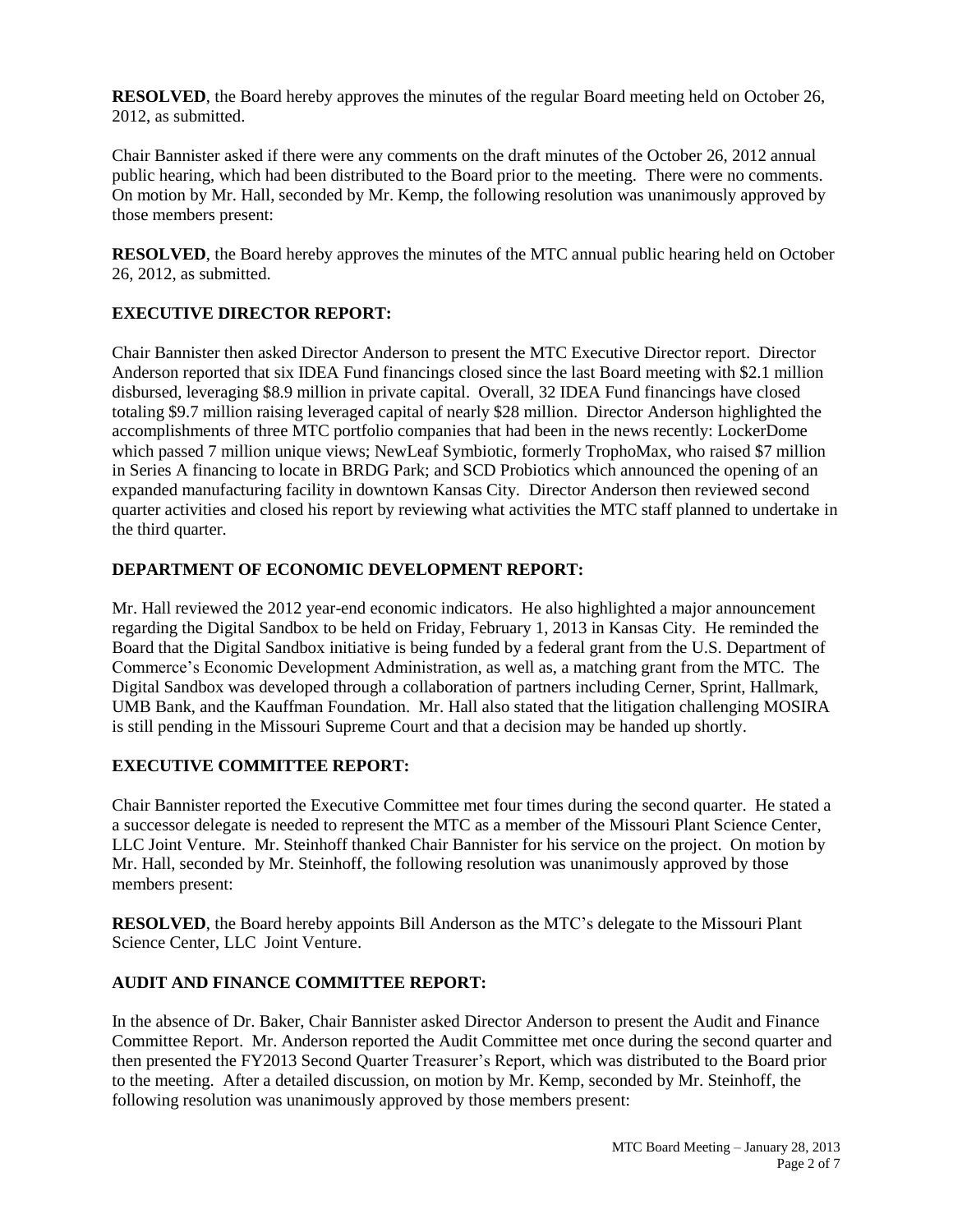**RESOLVED**, the Board hereby approves the minutes of the regular Board meeting held on October 26, 2012, as submitted.

Chair Bannister asked if there were any comments on the draft minutes of the October 26, 2012 annual public hearing, which had been distributed to the Board prior to the meeting. There were no comments. On motion by Mr. Hall, seconded by Mr. Kemp, the following resolution was unanimously approved by those members present:

**RESOLVED**, the Board hereby approves the minutes of the MTC annual public hearing held on October 26, 2012, as submitted.

## EXECUTIVE DIRECTOR REPORT:

Chair Bannister then asked Director Anderson to present the MTC Executive Director report. Director Anderson reported that six IDEA Fund financings closed since the last Board meeting with $2.1 million disbursed, leveraging $8.9 million in private capital. Overall, 32 IDEA Fund financings have closed totaling $9.7 million raising leveraged capital of nearly $28 million. Director Anderson highlighted the accomplishments of three MTC portfolio companies that had been in the news recently: LockerDome which passed 7 million unique views; NewLeaf Symbiotic, formerly TrophoMax, who raised $7 million in Series A financing to locate in BRDG Park; and SCD Probiotics which announced the opening of an expanded manufacturing facility in downtown Kansas City. Director Anderson then reviewed second quarter activities and closed his report by reviewing what activities the MTC staff planned to undertake in the third quarter.

## DEPARTMENT OF ECONOMIC DEVELOPMENT REPORT:

Mr. Hall reviewed the 2012 year-end economic indicators. He also highlighted a major announcement regarding the Digital Sandbox to be held on Friday, February 1, 2013 in Kansas City. He reminded the Board that the Digital Sandbox initiative is being funded by a federal grant from the U.S. Department of Commerce's Economic Development Administration, as well as, a matching grant from the MTC. The Digital Sandbox was developed through a collaboration of partners including Cerner, Sprint, Hallmark, UMB Bank, and the Kauffman Foundation. Mr. Hall also stated that the litigation challenging MOSIRA is still pending in the Missouri Supreme Court and that a decision may be handed up shortly.

## EXECUTIVE COMMITTEE REPORT:

Chair Bannister reported the Executive Committee met four times during the second quarter. He stated a a successor delegate is needed to represent the MTC as a member of the Missouri Plant Science Center, LLC Joint Venture. Mr. Steinhoff thanked Chair Bannister for his service on the project. On motion by Mr. Hall, seconded by Mr. Steinhoff, the following resolution was unanimously approved by those members present:

**RESOLVED**, the Board hereby appoints Bill Anderson as the MTC's delegate to the Missouri Plant Science Center, LLC Joint Venture.

## AUDIT AND FINANCE COMMITTEE REPORT:

In the absence of Dr. Baker, Chair Bannister asked Director Anderson to present the Audit and Finance Committee Report. Mr. Anderson reported the Audit Committee met once during the second quarter and then presented the FY2013 Second Quarter Treasurer's Report, which was distributed to the Board prior to the meeting. After a detailed discussion, on motion by Mr. Kemp, seconded by Mr. Steinhoff, the following resolution was unanimously approved by those members present: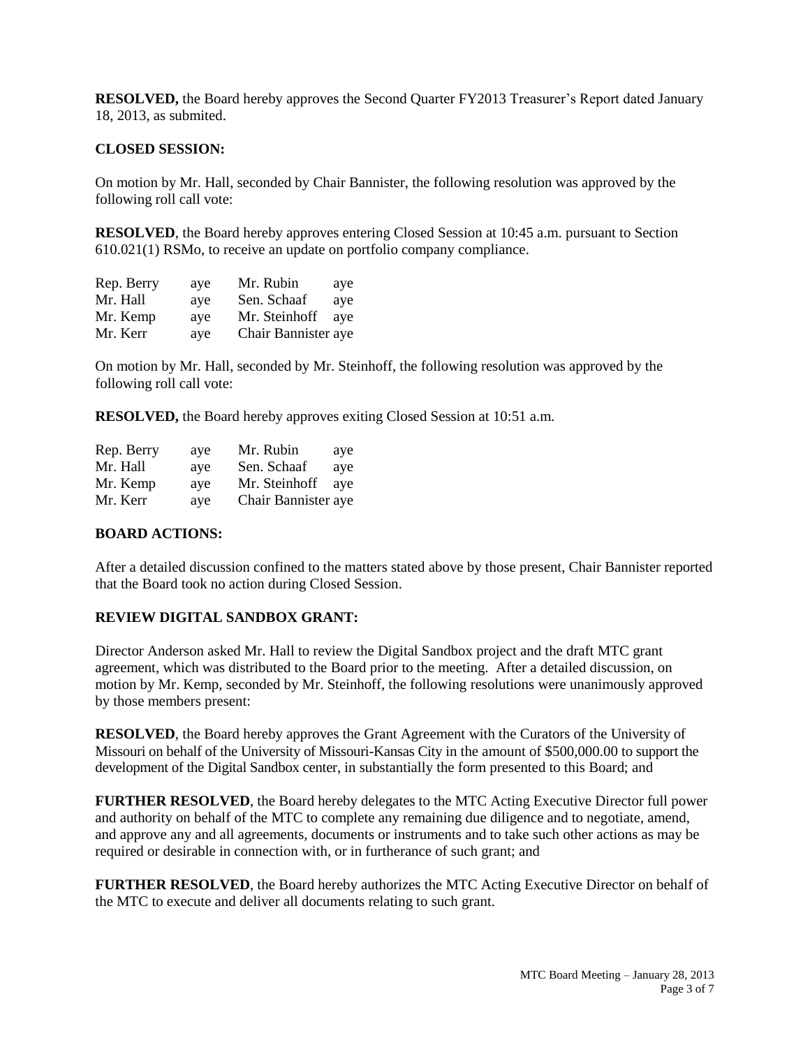**RESOLVED,** the Board hereby approves the Second Quarter FY2013 Treasurer's Report dated January 18, 2013, as submited.

**CLOSED SESSION:**

On motion by Mr. Hall, seconded by Chair Bannister, the following resolution was approved by the following roll call vote:

**RESOLVED**, the Board hereby approves entering Closed Session at 10:45 a.m. pursuant to Section 610.021(1) RSMo, to receive an update on portfolio company compliance.

| | | | |
|---|---|---|---|
| Rep. Berry | aye | Mr. Rubin | aye |
| Mr. Hall | aye | Sen. Schaaf | aye |
| Mr. Kemp | aye | Mr. Steinhoff | aye |
| Mr. Kerr | aye | Chair Bannister | aye |

On motion by Mr. Hall, seconded by Mr. Steinhoff, the following resolution was approved by the following roll call vote:

**RESOLVED,** the Board hereby approves exiting Closed Session at 10:51 a.m.

| | | | |
|---|---|---|---|
| Rep. Berry | aye | Mr. Rubin | aye |
| Mr. Hall | aye | Sen. Schaaf | aye |
| Mr. Kemp | aye | Mr. Steinhoff | aye |
| Mr. Kerr | aye | Chair Bannister | aye |

**BOARD ACTIONS:**

After a detailed discussion confined to the matters stated above by those present, Chair Bannister reported that the Board took no action during Closed Session.

**REVIEW DIGITAL SANDBOX GRANT:**

Director Anderson asked Mr. Hall to review the Digital Sandbox project and the draft MTC grant agreement, which was distributed to the Board prior to the meeting. After a detailed discussion, on motion by Mr. Kemp, seconded by Mr. Steinhoff, the following resolutions were unanimously approved by those members present:

**RESOLVED**, the Board hereby approves the Grant Agreement with the Curators of the University of Missouri on behalf of the University of Missouri-Kansas City in the amount of $500,000.00 to support the development of the Digital Sandbox center, in substantially the form presented to this Board; and

**FURTHER RESOLVED**, the Board hereby delegates to the MTC Acting Executive Director full power and authority on behalf of the MTC to complete any remaining due diligence and to negotiate, amend, and approve any and all agreements, documents or instruments and to take such other actions as may be required or desirable in connection with, or in furtherance of such grant; and

**FURTHER RESOLVED**, the Board hereby authorizes the MTC Acting Executive Director on behalf of the MTC to execute and deliver all documents relating to such grant.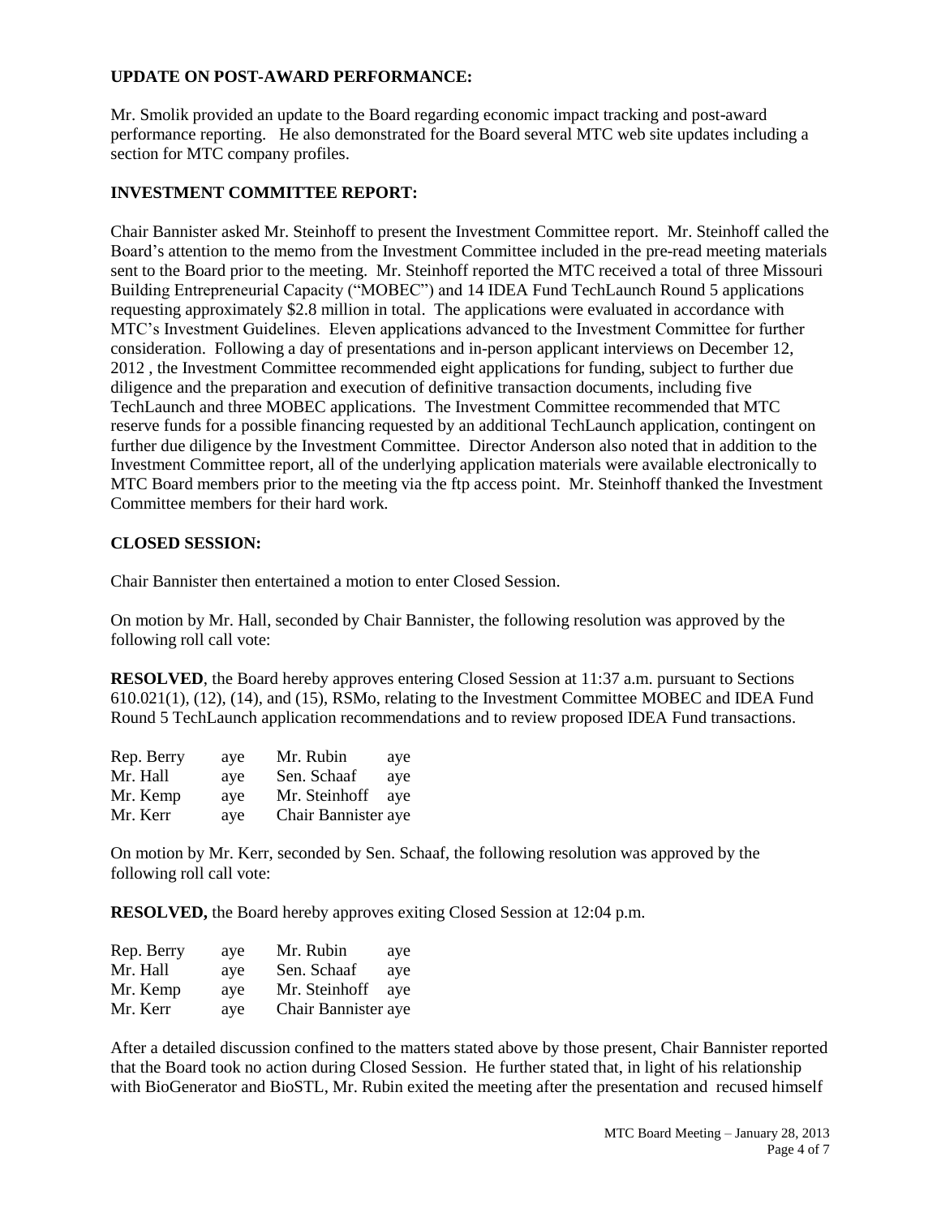**UPDATE ON POST-AWARD PERFORMANCE:**

Mr. Smolik provided an update to the Board regarding economic impact tracking and post-award performance reporting. He also demonstrated for the Board several MTC web site updates including a section for MTC company profiles.

**INVESTMENT COMMITTEE REPORT:**

Chair Bannister asked Mr. Steinhoff to present the Investment Committee report. Mr. Steinhoff called the Board's attention to the memo from the Investment Committee included in the pre-read meeting materials sent to the Board prior to the meeting. Mr. Steinhoff reported the MTC received a total of three Missouri Building Entrepreneurial Capacity ("MOBEC") and 14 IDEA Fund TechLaunch Round 5 applications requesting approximately $2.8 million in total. The applications were evaluated in accordance with MTC's Investment Guidelines. Eleven applications advanced to the Investment Committee for further consideration. Following a day of presentations and in-person applicant interviews on December 12, 2012 , the Investment Committee recommended eight applications for funding, subject to further due diligence and the preparation and execution of definitive transaction documents, including five TechLaunch and three MOBEC applications. The Investment Committee recommended that MTC reserve funds for a possible financing requested by an additional TechLaunch application, contingent on further due diligence by the Investment Committee. Director Anderson also noted that in addition to the Investment Committee report, all of the underlying application materials were available electronically to MTC Board members prior to the meeting via the ftp access point. Mr. Steinhoff thanked the Investment Committee members for their hard work.

**CLOSED SESSION:**

Chair Bannister then entertained a motion to enter Closed Session.

On motion by Mr. Hall, seconded by Chair Bannister, the following resolution was approved by the following roll call vote:

**RESOLVED**, the Board hereby approves entering Closed Session at 11:37 a.m. pursuant to Sections 610.021(1), (12), (14), and (15), RSMo, relating to the Investment Committee MOBEC and IDEA Fund Round 5 TechLaunch application recommendations and to review proposed IDEA Fund transactions.

| | | | |
|---|---|---|---|
| Rep. Berry | aye | Mr. Rubin | aye |
| Mr. Hall | aye | Sen. Schaaf | aye |
| Mr. Kemp | aye | Mr. Steinhoff | aye |
| Mr. Kerr | aye | Chair Bannister | aye |

On motion by Mr. Kerr, seconded by Sen. Schaaf, the following resolution was approved by the following roll call vote:

**RESOLVED,** the Board hereby approves exiting Closed Session at 12:04 p.m.

| | | | |
|---|---|---|---|
| Rep. Berry | aye | Mr. Rubin | aye |
| Mr. Hall | aye | Sen. Schaaf | aye |
| Mr. Kemp | aye | Mr. Steinhoff | aye |
| Mr. Kerr | aye | Chair Bannister | aye |

After a detailed discussion confined to the matters stated above by those present, Chair Bannister reported that the Board took no action during Closed Session. He further stated that, in light of his relationship with BioGenerator and BioSTL, Mr. Rubin exited the meeting after the presentation and recused himself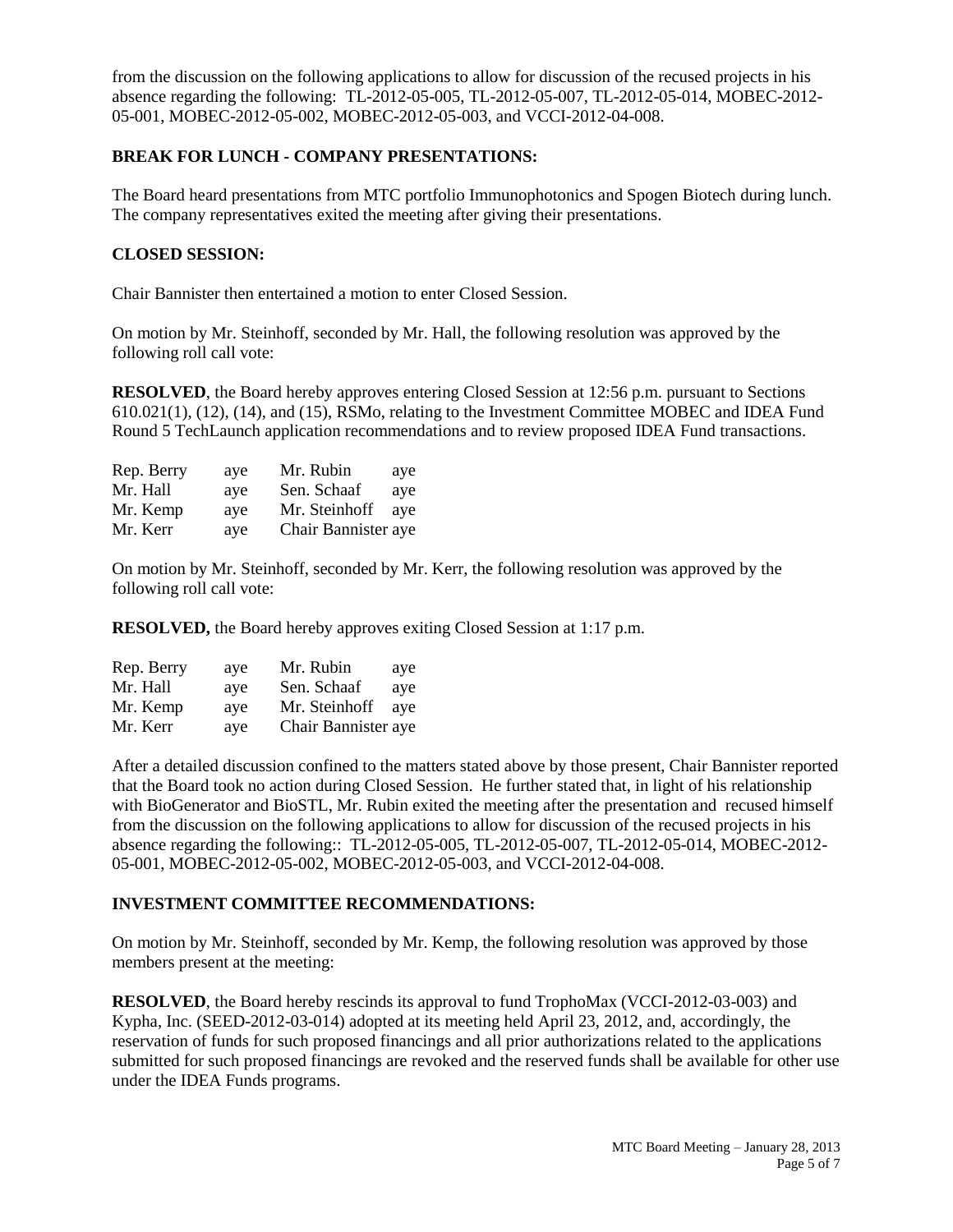from the discussion on the following applications to allow for discussion of the recused projects in his absence regarding the following: TL-2012-05-005, TL-2012-05-007, TL-2012-05-014, MOBEC-2012-05-001, MOBEC-2012-05-002, MOBEC-2012-05-003, and VCCI-2012-04-008.

**BREAK FOR LUNCH - COMPANY PRESENTATIONS:**

The Board heard presentations from MTC portfolio Immunophotonics and Spogen Biotech during lunch. The company representatives exited the meeting after giving their presentations.

**CLOSED SESSION:**

Chair Bannister then entertained a motion to enter Closed Session.

On motion by Mr. Steinhoff, seconded by Mr. Hall, the following resolution was approved by the following roll call vote:

**RESOLVED**, the Board hereby approves entering Closed Session at 12:56 p.m. pursuant to Sections 610.021(1), (12), (14), and (15), RSMo, relating to the Investment Committee MOBEC and IDEA Fund Round 5 TechLaunch application recommendations and to review proposed IDEA Fund transactions.

| | | | |
|---|---|---|---|
| Rep. Berry | aye | Mr. Rubin | aye |
| Mr. Hall | aye | Sen. Schaaf | aye |
| Mr. Kemp | aye | Mr. Steinhoff | aye |
| Mr. Kerr | aye | Chair Bannister | aye |

On motion by Mr. Steinhoff, seconded by Mr. Kerr, the following resolution was approved by the following roll call vote:

**RESOLVED,** the Board hereby approves exiting Closed Session at 1:17 p.m.

| | | | |
|---|---|---|---|
| Rep. Berry | aye | Mr. Rubin | aye |
| Mr. Hall | aye | Sen. Schaaf | aye |
| Mr. Kemp | aye | Mr. Steinhoff | aye |
| Mr. Kerr | aye | Chair Bannister | aye |

After a detailed discussion confined to the matters stated above by those present, Chair Bannister reported that the Board took no action during Closed Session. He further stated that, in light of his relationship with BioGenerator and BioSTL, Mr. Rubin exited the meeting after the presentation and recused himself from the discussion on the following applications to allow for discussion of the recused projects in his absence regarding the following:: TL-2012-05-005, TL-2012-05-007, TL-2012-05-014, MOBEC-2012-05-001, MOBEC-2012-05-002, MOBEC-2012-05-003, and VCCI-2012-04-008.

**INVESTMENT COMMITTEE RECOMMENDATIONS:**

On motion by Mr. Steinhoff, seconded by Mr. Kemp, the following resolution was approved by those members present at the meeting:

**RESOLVED**, the Board hereby rescinds its approval to fund TrophoMax (VCCI-2012-03-003) and Kypha, Inc. (SEED-2012-03-014) adopted at its meeting held April 23, 2012, and, accordingly, the reservation of funds for such proposed financings and all prior authorizations related to the applications submitted for such proposed financings are revoked and the reserved funds shall be available for other use under the IDEA Funds programs.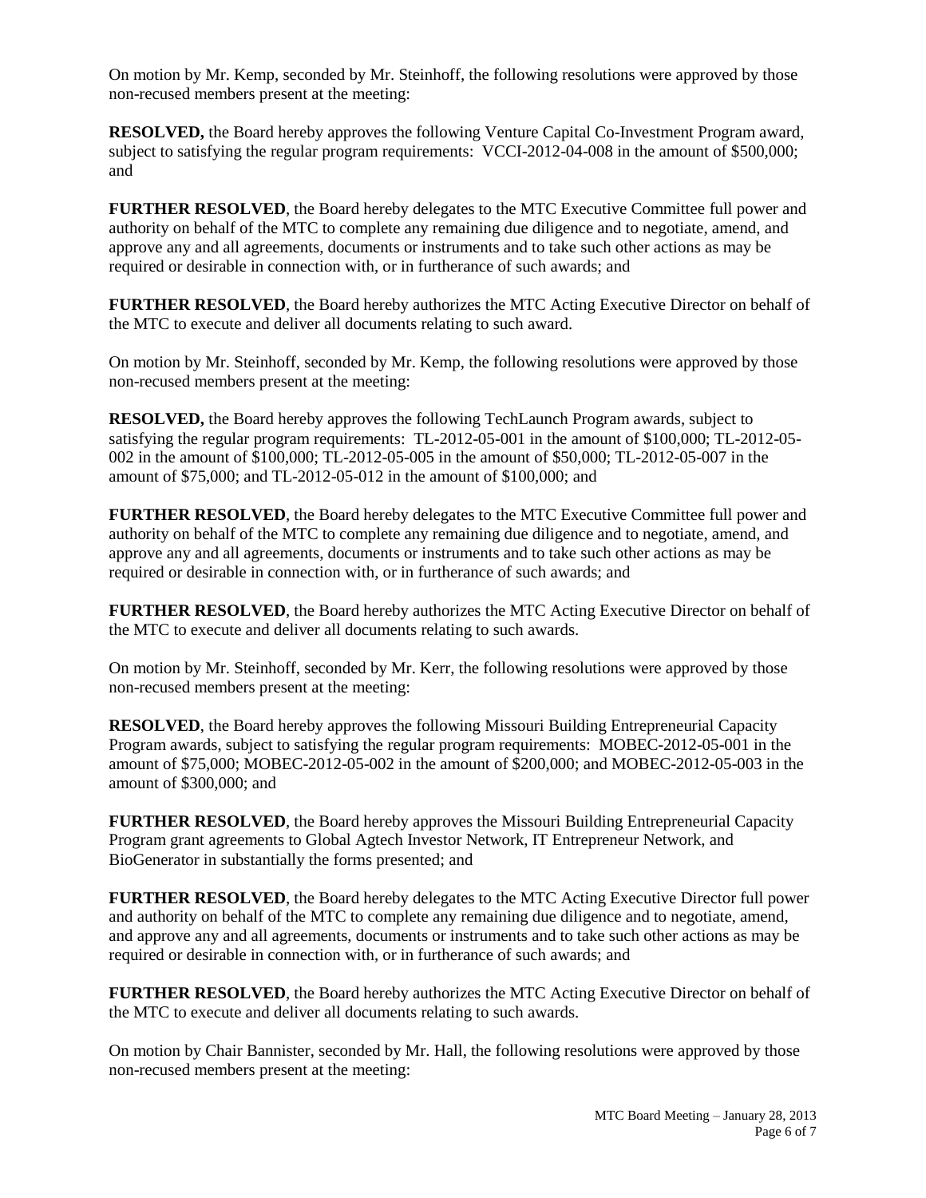On motion by Mr. Kemp, seconded by Mr. Steinhoff, the following resolutions were approved by those non-recused members present at the meeting:

**RESOLVED,** the Board hereby approves the following Venture Capital Co-Investment Program award, subject to satisfying the regular program requirements: VCCI-2012-04-008 in the amount of $500,000; and

**FURTHER RESOLVED**, the Board hereby delegates to the MTC Executive Committee full power and authority on behalf of the MTC to complete any remaining due diligence and to negotiate, amend, and approve any and all agreements, documents or instruments and to take such other actions as may be required or desirable in connection with, or in furtherance of such awards; and

**FURTHER RESOLVED**, the Board hereby authorizes the MTC Acting Executive Director on behalf of the MTC to execute and deliver all documents relating to such award.

On motion by Mr. Steinhoff, seconded by Mr. Kemp, the following resolutions were approved by those non-recused members present at the meeting:

**RESOLVED,** the Board hereby approves the following TechLaunch Program awards, subject to satisfying the regular program requirements: TL-2012-05-001 in the amount of $100,000; TL-2012-05-002 in the amount of $100,000; TL-2012-05-005 in the amount of $50,000; TL-2012-05-007 in the amount of $75,000; and TL-2012-05-012 in the amount of $100,000; and

**FURTHER RESOLVED**, the Board hereby delegates to the MTC Executive Committee full power and authority on behalf of the MTC to complete any remaining due diligence and to negotiate, amend, and approve any and all agreements, documents or instruments and to take such other actions as may be required or desirable in connection with, or in furtherance of such awards; and

**FURTHER RESOLVED**, the Board hereby authorizes the MTC Acting Executive Director on behalf of the MTC to execute and deliver all documents relating to such awards.

On motion by Mr. Steinhoff, seconded by Mr. Kerr, the following resolutions were approved by those non-recused members present at the meeting:

**RESOLVED**, the Board hereby approves the following Missouri Building Entrepreneurial Capacity Program awards, subject to satisfying the regular program requirements: MOBEC-2012-05-001 in the amount of $75,000; MOBEC-2012-05-002 in the amount of $200,000; and MOBEC-2012-05-003 in the amount of $300,000; and

**FURTHER RESOLVED**, the Board hereby approves the Missouri Building Entrepreneurial Capacity Program grant agreements to Global Agtech Investor Network, IT Entrepreneur Network, and BioGenerator in substantially the forms presented; and

**FURTHER RESOLVED**, the Board hereby delegates to the MTC Acting Executive Director full power and authority on behalf of the MTC to complete any remaining due diligence and to negotiate, amend, and approve any and all agreements, documents or instruments and to take such other actions as may be required or desirable in connection with, or in furtherance of such awards; and

**FURTHER RESOLVED**, the Board hereby authorizes the MTC Acting Executive Director on behalf of the MTC to execute and deliver all documents relating to such awards.

On motion by Chair Bannister, seconded by Mr. Hall, the following resolutions were approved by those non-recused members present at the meeting: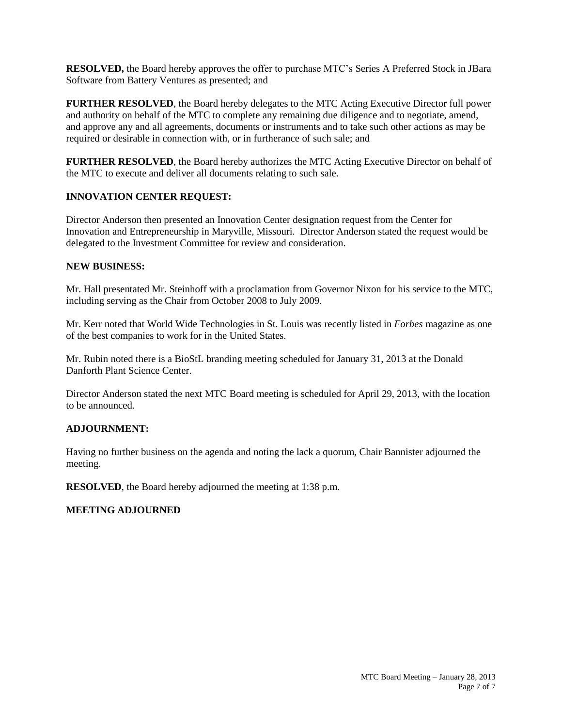**RESOLVED,** the Board hereby approves the offer to purchase MTC's Series A Preferred Stock in JBara Software from Battery Ventures as presented; and

**FURTHER RESOLVED**, the Board hereby delegates to the MTC Acting Executive Director full power and authority on behalf of the MTC to complete any remaining due diligence and to negotiate, amend, and approve any and all agreements, documents or instruments and to take such other actions as may be required or desirable in connection with, or in furtherance of such sale; and

**FURTHER RESOLVED**, the Board hereby authorizes the MTC Acting Executive Director on behalf of the MTC to execute and deliver all documents relating to such sale.

**INNOVATION CENTER REQUEST:**

Director Anderson then presented an Innovation Center designation request from the Center for Innovation and Entrepreneurship in Maryville, Missouri. Director Anderson stated the request would be delegated to the Investment Committee for review and consideration.

**NEW BUSINESS:**

Mr. Hall presentated Mr. Steinhoff with a proclamation from Governor Nixon for his service to the MTC, including serving as the Chair from October 2008 to July 2009.

Mr. Kerr noted that World Wide Technologies in St. Louis was recently listed in *Forbes* magazine as one of the best companies to work for in the United States.

Mr. Rubin noted there is a BioStL branding meeting scheduled for January 31, 2013 at the Donald Danforth Plant Science Center.

Director Anderson stated the next MTC Board meeting is scheduled for April 29, 2013, with the location to be announced.

**ADJOURNMENT:**

Having no further business on the agenda and noting the lack a quorum, Chair Bannister adjourned the meeting.

**RESOLVED**, the Board hereby adjourned the meeting at 1:38 p.m.

**MEETING ADJOURNED**